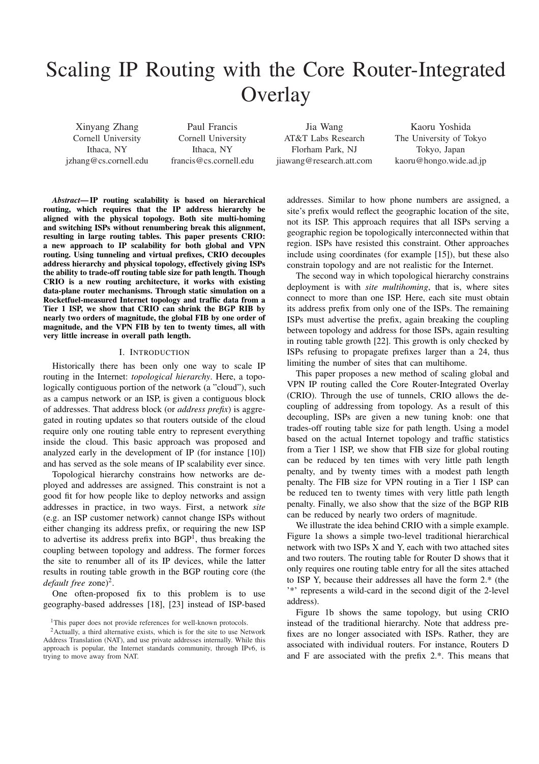# Scaling IP Routing with the Core Router-Integrated Overlay

Xinyang Zhang
Cornell University
Ithaca, NY
jzhang@cs.cornell.edu

Paul Francis
Cornell University
Ithaca, NY
francis@cs.cornell.edu

Jia Wang
AT&T Labs Research
Florham Park, NJ
jiawang@research.att.com

Kaoru Yoshida
The University of Tokyo
Tokyo, Japan
kaoru@hongo.wide.ad.jp

***Abstract*— IP routing scalability is based on hierarchical routing, which requires that the IP address hierarchy be aligned with the physical topology. Both site multi-homing and switching ISPs without renumbering break this alignment, resulting in large routing tables. This paper presents CRIO: a new approach to IP scalability for both global and VPN routing. Using tunneling and virtual prefixes, CRIO decouples address hierarchy and physical topology, effectively giving ISPs the ability to trade-off routing table size for path length. Though CRIO is a new routing architecture, it works with existing data-plane router mechanisms. Through static simulation on a Rocketfuel-measured Internet topology and traffic data from a Tier 1 ISP, we show that CRIO can shrink the BGP RIB by nearly two orders of magnitude, the global FIB by one order of magnitude, and the VPN FIB by ten to twenty times, all with very little increase in overall path length.**

## I. Introduction

Historically there has been only one way to scale IP routing in the Internet: *topological hierarchy*. Here, a topologically contiguous portion of the network (a "cloud"), such as a campus network or an ISP, is given a contiguous block of addresses. That address block (or *address prefix*) is aggregated in routing updates so that routers outside of the cloud require only one routing table entry to represent everything inside the cloud. This basic approach was proposed and analyzed early in the development of IP (for instance [10]) and has served as the sole means of IP scalability ever since.

Topological hierarchy constrains how networks are deployed and addresses are assigned. This constraint is not a good fit for how people like to deploy networks and assign addresses in practice, in two ways. First, a network *site* (e.g. an ISP customer network) cannot change ISPs without either changing its address prefix, or requiring the new ISP to advertise its address prefix into BGP[1], thus breaking the coupling between topology and address. The former forces the site to renumber all of its IP devices, while the latter results in routing table growth in the BGP routing core (the *default free* zone)[2].

One often-proposed fix to this problem is to use geography-based addresses [18], [23] instead of ISP-based addresses. Similar to how phone numbers are assigned, a site's prefix would reflect the geographic location of the site, not its ISP. This approach requires that all ISPs serving a geographic region be topologically interconnected within that region. ISPs have resisted this constraint. Other approaches include using coordinates (for example [15]), but these also constrain topology and are not realistic for the Internet.

The second way in which topological hierarchy constrains deployment is with *site multihoming*, that is, where sites connect to more than one ISP. Here, each site must obtain its address prefix from only one of the ISPs. The remaining ISPs must advertise the prefix, again breaking the coupling between topology and address for those ISPs, again resulting in routing table growth [22]. This growth is only checked by ISPs refusing to propagate prefixes larger than a 24, thus limiting the number of sites that can multihome.

This paper proposes a new method of scaling global and VPN IP routing called the Core Router-Integrated Overlay (CRIO). Through the use of tunnels, CRIO allows the decoupling of addressing from topology. As a result of this decoupling, ISPs are given a new tuning knob: one that trades-off routing table size for path length. Using a model based on the actual Internet topology and traffic statistics from a Tier 1 ISP, we show that FIB size for global routing can be reduced by ten times with very little path length penalty, and by twenty times with a modest path length penalty. The FIB size for VPN routing in a Tier 1 ISP can be reduced ten to twenty times with very little path length penalty. Finally, we also show that the size of the BGP RIB can be reduced by nearly two orders of magnitude.

We illustrate the idea behind CRIO with a simple example. Figure 1a shows a simple two-level traditional hierarchical network with two ISPs X and Y, each with two attached sites and two routers. The routing table for Router D shows that it only requires one routing table entry for all the sites attached to ISP Y, because their addresses all have the form 2.* (the '*' represents a wild-card in the second digit of the 2-level address).

Figure 1b shows the same topology, but using CRIO instead of the traditional hierarchy. Note that address prefixes are no longer associated with ISPs. Rather, they are associated with individual routers. For instance, Routers D and F are associated with the prefix 2.*. This means that

[1] This paper does not provide references for well-known protocols.

[2] Actually, a third alternative exists, which is for the site to use Network Address Translation (NAT), and use private addresses internally. While this approach is popular, the Internet standards community, through IPv6, is trying to move away from NAT.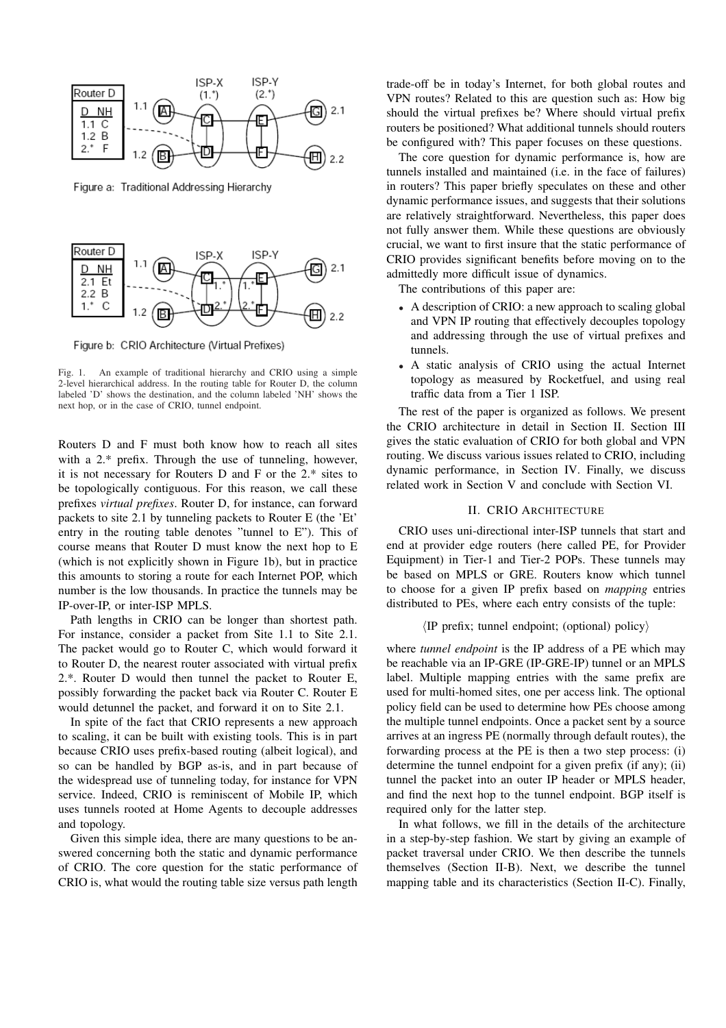Fig. 1. An example of traditional hierarchy and CRIO using a simple 2-level hierarchical address. In the routing table for Router D, the column labeled 'D' shows the destination, and the column labeled 'NH' shows the next hop, or in the case of CRIO, tunnel endpoint.

Routers D and F must both know how to reach all sites with a 2.* prefix. Through the use of tunneling, however, it is not necessary for Routers D and F or the 2.* sites to be topologically contiguous. For this reason, we call these prefixes *virtual prefixes*. Router D, for instance, can forward packets to site 2.1 by tunneling packets to Router E (the 'Et' entry in the routing table denotes "tunnel to E"). This of course means that Router D must know the next hop to E (which is not explicitly shown in Figure 1b), but in practice this amounts to storing a route for each Internet POP, which number is the low thousands. In practice the tunnels may be IP-over-IP, or inter-ISP MPLS.

Path lengths in CRIO can be longer than shortest path. For instance, consider a packet from Site 1.1 to Site 2.1. The packet would go to Router C, which would forward it to Router D, the nearest router associated with virtual prefix 2.*. Router D would then tunnel the packet to Router E, possibly forwarding the packet back via Router C. Router E would detunnel the packet, and forward it on to Site 2.1.

In spite of the fact that CRIO represents a new approach to scaling, it can be built with existing tools. This is in part because CRIO uses prefix-based routing (albeit logical), and so can be handled by BGP as-is, and in part because of the widespread use of tunneling today, for instance for VPN service. Indeed, CRIO is reminiscent of Mobile IP, which uses tunnels rooted at Home Agents to decouple addresses and topology.

Given this simple idea, there are many questions to be answered concerning both the static and dynamic performance of CRIO. The core question for the static performance of CRIO is, what would the routing table size versus path length trade-off be in today's Internet, for both global routes and VPN routes? Related to this are question such as: How big should the virtual prefixes be? Where should virtual prefix routers be positioned? What additional tunnels should routers be configured with? This paper focuses on these questions.

The core question for dynamic performance is, how are tunnels installed and maintained (i.e. in the face of failures) in routers? This paper briefly speculates on these and other dynamic performance issues, and suggests that their solutions are relatively straightforward. Nevertheless, this paper does not fully answer them. While these questions are obviously crucial, we want to first insure that the static performance of CRIO provides significant benefits before moving on to the admittedly more difficult issue of dynamics.

The contributions of this paper are:

- A description of CRIO: a new approach to scaling global and VPN IP routing that effectively decouples topology and addressing through the use of virtual prefixes and tunnels.
- A static analysis of CRIO using the actual Internet topology as measured by Rocketfuel, and using real traffic data from a Tier 1 ISP.

The rest of the paper is organized as follows. We present the CRIO architecture in detail in Section II. Section III gives the static evaluation of CRIO for both global and VPN routing. We discuss various issues related to CRIO, including dynamic performance, in Section IV. Finally, we discuss related work in Section V and conclude with Section VI.

## II. CRIO Architecture

CRIO uses uni-directional inter-ISP tunnels that start and end at provider edge routers (here called PE, for Provider Equipment) in Tier-1 and Tier-2 POPs. These tunnels may be based on MPLS or GRE. Routers know which tunnel to choose for a given IP prefix based on *mapping* entries distributed to PEs, where each entry consists of the tuple:

$$\langle \text{IP prefix; tunnel endpoint; (optional) policy} \rangle$$

where *tunnel endpoint* is the IP address of a PE which may be reachable via an IP-GRE (IP-GRE-IP) tunnel or an MPLS label. Multiple mapping entries with the same prefix are used for multi-homed sites, one per access link. The optional policy field can be used to determine how PEs choose among the multiple tunnel endpoints. Once a packet sent by a source arrives at an ingress PE (normally through default routes), the forwarding process at the PE is then a two step process: (i) determine the tunnel endpoint for a given prefix (if any); (ii) tunnel the packet into an outer IP header or MPLS header, and find the next hop to the tunnel endpoint. BGP itself is required only for the latter step.

In what follows, we fill in the details of the architecture in a step-by-step fashion. We start by giving an example of packet traversal under CRIO. We then describe the tunnels themselves (Section II-B). Next, we describe the tunnel mapping table and its characteristics (Section II-C). Finally,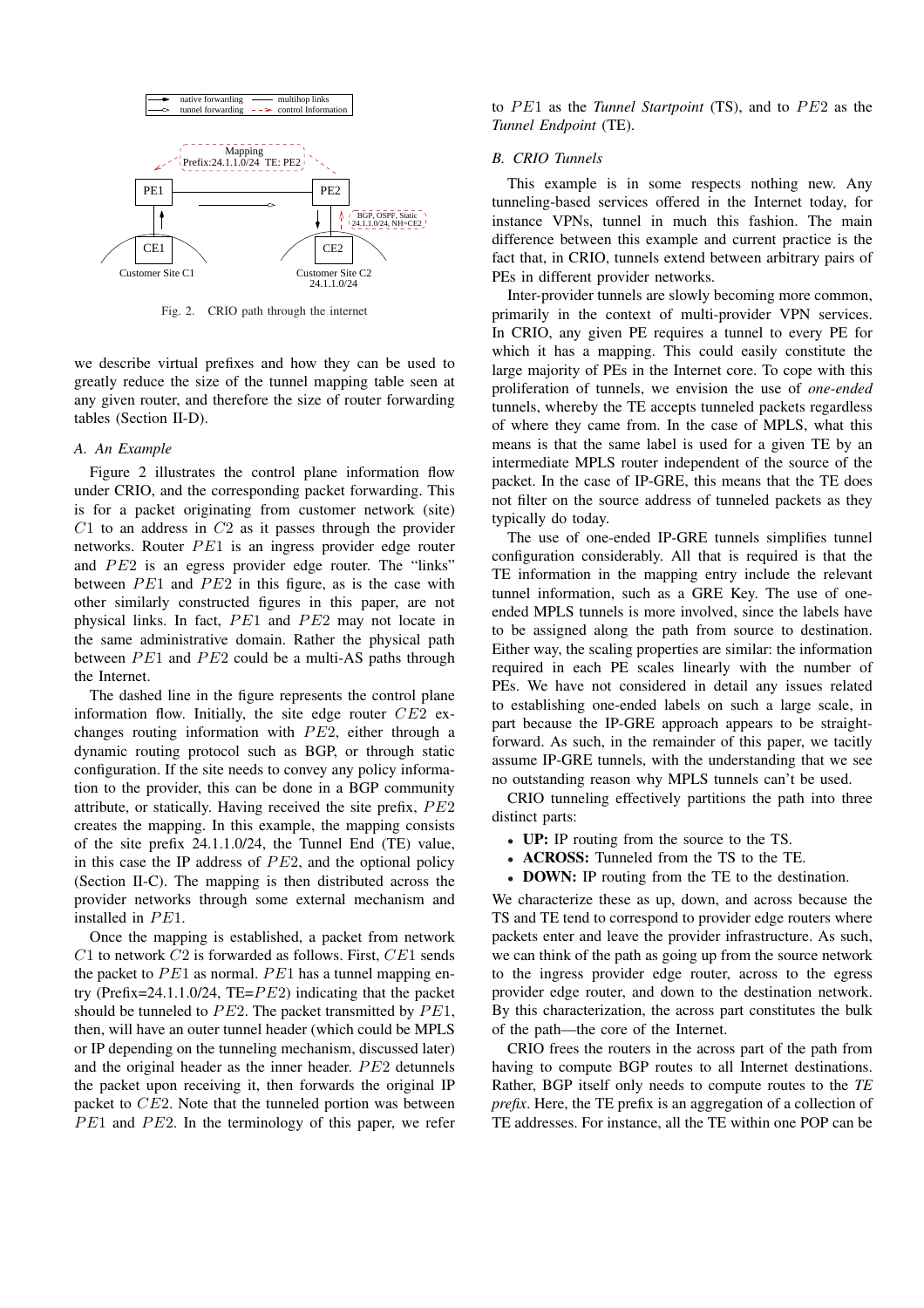Fig. 2. CRIO path through the internet

we describe virtual prefixes and how they can be used to greatly reduce the size of the tunnel mapping table seen at any given router, and therefore the size of router forwarding tables (Section II-D).

### A. An Example

Figure 2 illustrates the control plane information flow under CRIO, and the corresponding packet forwarding. This is for a packet originating from customer network (site) $C1$ to an address in $C2$ as it passes through the provider networks. Router $PE1$ is an ingress provider edge router and $PE2$ is an egress provider edge router. The "links" between $PE1$ and $PE2$ in this figure, as is the case with other similarly constructed figures in this paper, are not physical links. In fact, $PE1$ and $PE2$ may not locate in the same administrative domain. Rather the physical path between $PE1$ and $PE2$ could be a multi-AS paths through the Internet.

The dashed line in the figure represents the control plane information flow. Initially, the site edge router $CE2$ exchanges routing information with $PE2$, either through a dynamic routing protocol such as BGP, or through static configuration. If the site needs to convey any policy information to the provider, this can be done in a BGP community attribute, or statically. Having received the site prefix, $PE2$ creates the mapping. In this example, the mapping consists of the site prefix 24.1.1.0/24, the Tunnel End (TE) value, in this case the IP address of $PE2$, and the optional policy (Section II-C). The mapping is then distributed across the provider networks through some external mechanism and installed in $PE1$.

Once the mapping is established, a packet from network $C1$ to network $C2$ is forwarded as follows. First, $CE1$ sends the packet to $PE1$ as normal. $PE1$ has a tunnel mapping entry (Prefix=24.1.1.0/24, TE=$PE2$) indicating that the packet should be tunneled to $PE2$. The packet transmitted by $PE1$, then, will have an outer tunnel header (which could be MPLS or IP depending on the tunneling mechanism, discussed later) and the original header as the inner header. $PE2$ detunnels the packet upon receiving it, then forwards the original IP packet to $CE2$. Note that the tunneled portion was between $PE1$ and $PE2$. In the terminology of this paper, we refer to $PE1$ as the *Tunnel Startpoint* (TS), and to $PE2$ as the *Tunnel Endpoint* (TE).

### B. CRIO Tunnels

This example is in some respects nothing new. Any tunneling-based services offered in the Internet today, for instance VPNs, tunnel in much this fashion. The main difference between this example and current practice is the fact that, in CRIO, tunnels extend between arbitrary pairs of PEs in different provider networks.

Inter-provider tunnels are slowly becoming more common, primarily in the context of multi-provider VPN services. In CRIO, any given PE requires a tunnel to every PE for which it has a mapping. This could easily constitute the large majority of PEs in the Internet core. To cope with this proliferation of tunnels, we envision the use of *one-ended* tunnels, whereby the TE accepts tunneled packets regardless of where they came from. In the case of MPLS, what this means is that the same label is used for a given TE by an intermediate MPLS router independent of the source of the packet. In the case of IP-GRE, this means that the TE does not filter on the source address of tunneled packets as they typically do today.

The use of one-ended IP-GRE tunnels simplifies tunnel configuration considerably. All that is required is that the TE information in the mapping entry include the relevant tunnel information, such as a GRE Key. The use of one-ended MPLS tunnels is more involved, since the labels have to be assigned along the path from source to destination. Either way, the scaling properties are similar: the information required in each PE scales linearly with the number of PEs. We have not considered in detail any issues related to establishing one-ended labels on such a large scale, in part because the IP-GRE approach appears to be straightforward. As such, in the remainder of this paper, we tacitly assume IP-GRE tunnels, with the understanding that we see no outstanding reason why MPLS tunnels can't be used.

CRIO tunneling effectively partitions the path into three distinct parts:

- **UP:** IP routing from the source to the TS.
- **ACROSS:** Tunneled from the TS to the TE.
- **DOWN:** IP routing from the TE to the destination.

We characterize these as up, down, and across because the TS and TE tend to correspond to provider edge routers where packets enter and leave the provider infrastructure. As such, we can think of the path as going up from the source network to the ingress provider edge router, across to the egress provider edge router, and down to the destination network. By this characterization, the across part constitutes the bulk of the path—the core of the Internet.

CRIO frees the routers in the across part of the path from having to compute BGP routes to all Internet destinations. Rather, BGP itself only needs to compute routes to the *TE prefix*. Here, the TE prefix is an aggregation of a collection of TE addresses. For instance, all the TE within one POP can be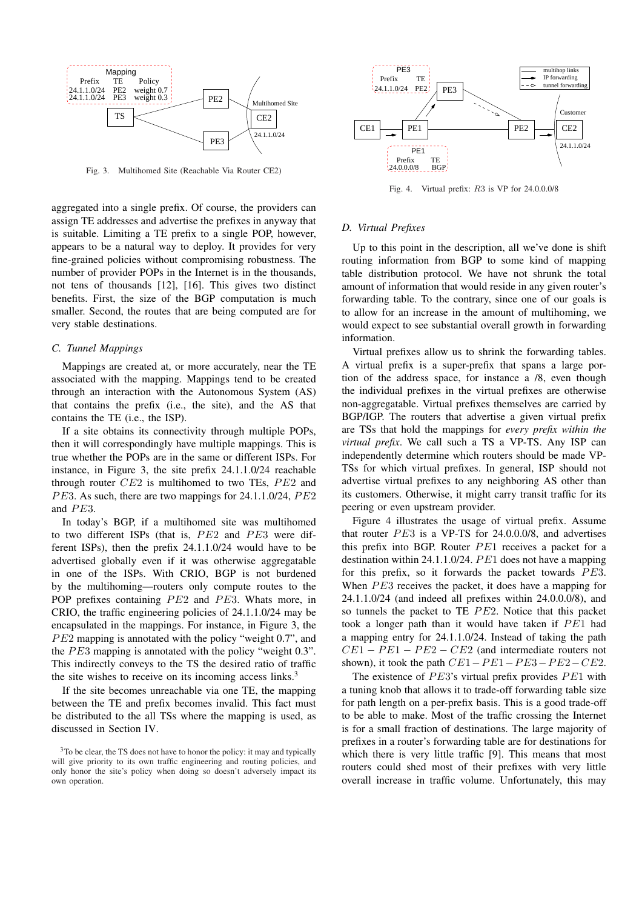Fig. 3. Multihomed Site (Reachable Via Router CE2)

Fig. 4. Virtual prefix: $R3$ is VP for 24.0.0.0/8

aggregated into a single prefix. Of course, the providers can assign TE addresses and advertise the prefixes in anyway that is suitable. Limiting a TE prefix to a single POP, however, appears to be a natural way to deploy. It provides for very fine-grained policies without compromising robustness. The number of provider POPs in the Internet is in the thousands, not tens of thousands [12], [16]. This gives two distinct benefits. First, the size of the BGP computation is much smaller. Second, the routes that are being computed are for very stable destinations.

### C. Tunnel Mappings

Mappings are created at, or more accurately, near the TE associated with the mapping. Mappings tend to be created through an interaction with the Autonomous System (AS) that contains the prefix (i.e., the site), and the AS that contains the TE (i.e., the ISP).

If a site obtains its connectivity through multiple POPs, then it will correspondingly have multiple mappings. This is true whether the POPs are in the same or different ISPs. For instance, in Figure 3, the site prefix 24.1.1.0/24 reachable through router $CE2$ is multihomed to two TEs, $PE2$ and $PE3$. As such, there are two mappings for 24.1.1.0/24, $PE2$ and $PE3$.

In today's BGP, if a multihomed site was multihomed to two different ISPs (that is, $PE2$ and $PE3$ were different ISPs), then the prefix 24.1.1.0/24 would have to be advertised globally even if it was otherwise aggregatable in one of the ISPs. With CRIO, BGP is not burdened by the multihoming—routers only compute routes to the POP prefixes containing $PE2$ and $PE3$. Whats more, in CRIO, the traffic engineering policies of 24.1.1.0/24 may be encapsulated in the mappings. For instance, in Figure 3, the $PE2$ mapping is annotated with the policy "weight 0.7", and the $PE3$ mapping is annotated with the policy "weight 0.3". This indirectly conveys to the TS the desired ratio of traffic the site wishes to receive on its incoming access links.[3]

If the site becomes unreachable via one TE, the mapping between the TE and prefix becomes invalid. This fact must be distributed to the all TSs where the mapping is used, as discussed in Section IV.

[3]To be clear, the TS does not have to honor the policy: it may and typically will give priority to its own traffic engineering and routing policies, and only honor the site's policy when doing so doesn't adversely impact its own operation.

### D. Virtual Prefixes

Up to this point in the description, all we've done is shift routing information from BGP to some kind of mapping table distribution protocol. We have not shrunk the total amount of information that would reside in any given router's forwarding table. To the contrary, since one of our goals is to allow for an increase in the amount of multihoming, we would expect to see substantial overall growth in forwarding information.

Virtual prefixes allow us to shrink the forwarding tables. A virtual prefix is a super-prefix that spans a large portion of the address space, for instance a /8, even though the individual prefixes in the virtual prefixes are otherwise non-aggregatable. Virtual prefixes themselves are carried by BGP/IGP. The routers that advertise a given virtual prefix are TSs that hold the mappings for *every prefix within the virtual prefix*. We call such a TS a VP-TS. Any ISP can independently determine which routers should be made VP-TSs for which virtual prefixes. In general, ISP should not advertise virtual prefixes to any neighboring AS other than its customers. Otherwise, it might carry transit traffic for its peering or even upstream provider.

Figure 4 illustrates the usage of virtual prefix. Assume that router $PE3$ is a VP-TS for 24.0.0.0/8, and advertises this prefix into BGP. Router $PE1$ receives a packet for a destination within 24.1.1.0/24. $PE1$ does not have a mapping for this prefix, so it forwards the packet towards $PE3$. When $PE3$ receives the packet, it does have a mapping for 24.1.1.0/24 (and indeed all prefixes within 24.0.0.0/8), and so tunnels the packet to TE $PE2$. Notice that this packet took a longer path than it would have taken if $PE1$ had a mapping entry for 24.1.1.0/24. Instead of taking the path $CE1-PE1-PE2-CE2$ (and intermediate routers not shown), it took the path $CE1-PE1-PE3-PE2-CE2$.

The existence of $PE3$'s virtual prefix provides $PE1$ with a tuning knob that allows it to trade-off forwarding table size for path length on a per-prefix basis. This is a good trade-off to be able to make. Most of the traffic crossing the Internet is for a small fraction of destinations. The large majority of prefixes in a router's forwarding table are for destinations for which there is very little traffic [9]. This means that most routers could shed most of their prefixes with very little overall increase in traffic volume. Unfortunately, this may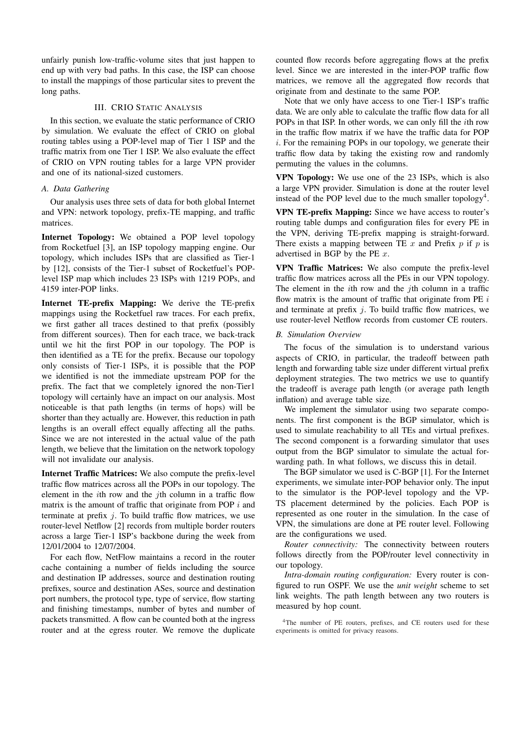unfairly punish low-traffic-volume sites that just happen to end up with very bad paths. In this case, the ISP can choose to install the mappings of those particular sites to prevent the long paths.

## III. CRIO Static Analysis

In this section, we evaluate the static performance of CRIO by simulation. We evaluate the effect of CRIO on global routing tables using a POP-level map of Tier 1 ISP and the traffic matrix from one Tier 1 ISP. We also evaluate the effect of CRIO on VPN routing tables for a large VPN provider and one of its national-sized customers.

### A. Data Gathering

Our analysis uses three sets of data for both global Internet and VPN: network topology, prefix-TE mapping, and traffic matrices.

**Internet Topology:** We obtained a POP level topology from Rocketfuel [3], an ISP topology mapping engine. Our topology, which includes ISPs that are classified as Tier-1 by [12], consists of the Tier-1 subset of Rocketfuel's POP-level ISP map which includes 23 ISPs with 1219 POPs, and 4159 inter-POP links.

**Internet TE-prefix Mapping:** We derive the TE-prefix mappings using the Rocketfuel raw traces. For each prefix, we first gather all traces destined to that prefix (possibly from different sources). Then for each trace, we back-track until we hit the first POP in our topology. The POP is then identified as a TE for the prefix. Because our topology only consists of Tier-1 ISPs, it is possible that the POP we identified is not the immediate upstream POP for the prefix. The fact that we completely ignored the non-Tier1 topology will certainly have an impact on our analysis. Most noticeable is that path lengths (in terms of hops) will be shorter than they actually are. However, this reduction in path lengths is an overall effect equally affecting all the paths. Since we are not interested in the actual value of the path length, we believe that the limitation on the network topology will not invalidate our analysis.

**Internet Traffic Matrices:** We also compute the prefix-level traffic flow matrices across all the POPs in our topology. The element in the $i$th row and the $j$th column in a traffic flow matrix is the amount of traffic that originate from POP $i$ and terminate at prefix $j$. To build traffic flow matrices, we use router-level Netflow [2] records from multiple border routers across a large Tier-1 ISP's backbone during the week from 12/01/2004 to 12/07/2004.

For each flow, NetFlow maintains a record in the router cache containing a number of fields including the source and destination IP addresses, source and destination routing prefixes, source and destination ASes, source and destination port numbers, the protocol type, type of service, flow starting and finishing timestamps, number of bytes and number of packets transmitted. A flow can be counted both at the ingress router and at the egress router. We remove the duplicate counted flow records before aggregating flows at the prefix level. Since we are interested in the inter-POP traffic flow matrices, we remove all the aggregated flow records that originate from and destinate to the same POP.

Note that we only have access to one Tier-1 ISP's traffic data. We are only able to calculate the traffic flow data for all POPs in that ISP. In other words, we can only fill the $i$th row in the traffic flow matrix if we have the traffic data for POP $i$. For the remaining POPs in our topology, we generate their traffic flow data by taking the existing row and randomly permuting the values in the columns.

**VPN Topology:** We use one of the 23 ISPs, which is also a large VPN provider. Simulation is done at the router level instead of the POP level due to the much smaller topology[4].

**VPN TE-prefix Mapping:** Since we have access to router's routing table dumps and configuration files for every PE in the VPN, deriving TE-prefix mapping is straight-forward. There exists a mapping between TE $x$ and Prefix $p$ if $p$ is advertised in BGP by the PE $x$.

**VPN Traffic Matrices:** We also compute the prefix-level traffic flow matrices across all the PEs in our VPN topology. The element in the $i$th row and the $j$th column in a traffic flow matrix is the amount of traffic that originate from PE $i$ and terminate at prefix $j$. To build traffic flow matrices, we use router-level Netflow records from customer CE routers.

### B. Simulation Overview

The focus of the simulation is to understand various aspects of CRIO, in particular, the tradeoff between path length and forwarding table size under different virtual prefix deployment strategies. The two metrics we use to quantify the tradeoff is average path length (or average path length inflation) and average table size.

We implement the simulator using two separate components. The first component is the BGP simulator, which is used to simulate reachability to all TEs and virtual prefixes. The second component is a forwarding simulator that uses output from the BGP simulator to simulate the actual forwarding path. In what follows, we discuss this in detail.

The BGP simulator we used is C-BGP [1]. For the Internet experiments, we simulate inter-POP behavior only. The input to the simulator is the POP-level topology and the VP-TS placement determined by the policies. Each POP is represented as one router in the simulation. In the case of VPN, the simulations are done at PE router level. Following are the configurations we used.

*Router connectivity:* The connectivity between routers follows directly from the POP/router level connectivity in our topology.

*Intra-domain routing configuration:* Every router is configured to run OSPF. We use the *unit weight* scheme to set link weights. The path length between any two routers is measured by hop count.

[4]The number of PE routers, prefixes, and CE routers used for these experiments is omitted for privacy reasons.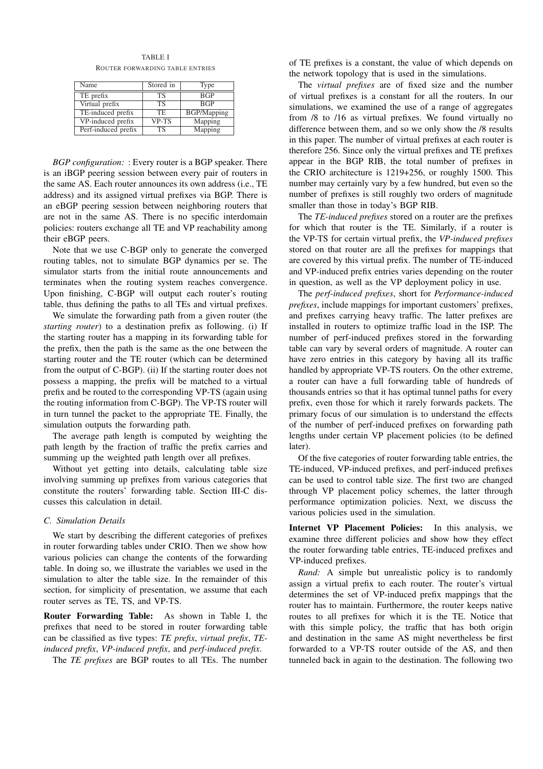TABLE I

ROUTER FORWARDING TABLE ENTRIES

| Name | Stored in | Type |
|---|---|---|
| TE prefix | TS | BGP |
| Virtual prefix | TS | BGP |
| TE-induced prefix | TE | BGP/Mapping |
| VP-induced prefix | VP-TS | Mapping |
| Perf-induced prefix | TS | Mapping |

*BGP configuration:* : Every router is a BGP speaker. There is an iBGP peering session between every pair of routers in the same AS. Each router announces its own address (i.e., TE address) and its assigned virtual prefixes via BGP. There is an eBGP peering session between neighboring routers that are not in the same AS. There is no specific interdomain policies: routers exchange all TE and VP reachability among their eBGP peers.

Note that we use C-BGP only to generate the converged routing tables, not to simulate BGP dynamics per se. The simulator starts from the initial route announcements and terminates when the routing system reaches convergence. Upon finishing, C-BGP will output each router's routing table, thus defining the paths to all TEs and virtual prefixes.

We simulate the forwarding path from a given router (the *starting router*) to a destination prefix as following. (i) If the starting router has a mapping in its forwarding table for the prefix, then the path is the same as the one between the starting router and the TE router (which can be determined from the output of C-BGP). (ii) If the starting router does not possess a mapping, the prefix will be matched to a virtual prefix and be routed to the corresponding VP-TS (again using the routing information from C-BGP). The VP-TS router will in turn tunnel the packet to the appropriate TE. Finally, the simulation outputs the forwarding path.

The average path length is computed by weighting the path length by the fraction of traffic the prefix carries and summing up the weighted path length over all prefixes.

Without yet getting into details, calculating table size involving summing up prefixes from various categories that constitute the routers' forwarding table. Section III-C discusses this calculation in detail.

### C. Simulation Details

We start by describing the different categories of prefixes in router forwarding tables under CRIO. Then we show how various policies can change the contents of the forwarding table. In doing so, we illustrate the variables we used in the simulation to alter the table size. In the remainder of this section, for simplicity of presentation, we assume that each router serves as TE, TS, and VP-TS.

**Router Forwarding Table:** As shown in Table I, the prefixes that need to be stored in router forwarding table can be classified as five types: *TE prefix*, *virtual prefix*, *TE-induced prefix*, *VP-induced prefix*, and *perf-induced prefix*.

The *TE prefixes* are BGP routes to all TEs. The number of TE prefixes is a constant, the value of which depends on the network topology that is used in the simulations.

The *virtual prefixes* are of fixed size and the number of virtual prefixes is a constant for all the routers. In our simulations, we examined the use of a range of aggregates from /8 to /16 as virtual prefixes. We found virtually no difference between them, and so we only show the /8 results in this paper. The number of virtual prefixes at each router is therefore 256. Since only the virtual prefixes and TE prefixes appear in the BGP RIB, the total number of prefixes in the CRIO architecture is 1219+256, or roughly 1500. This number may certainly vary by a few hundred, but even so the number of prefixes is still roughly two orders of magnitude smaller than those in today's BGP RIB.

The *TE-induced prefixes* stored on a router are the prefixes for which that router is the TE. Similarly, if a router is the VP-TS for certain virtual prefix, the *VP-induced prefixes* stored on that router are all the prefixes for mappings that are covered by this virtual prefix. The number of TE-induced and VP-induced prefix entries varies depending on the router in question, as well as the VP deployment policy in use.

The *perf-induced prefixes*, short for *Performance-induced prefixes*, include mappings for important customers' prefixes, and prefixes carrying heavy traffic. The latter prefixes are installed in routers to optimize traffic load in the ISP. The number of perf-induced prefixes stored in the forwarding table can vary by several orders of magnitude. A router can have zero entries in this category by having all its traffic handled by appropriate VP-TS routers. On the other extreme, a router can have a full forwarding table of hundreds of thousands entries so that it has optimal tunnel paths for every prefix, even those for which it rarely forwards packets. The primary focus of our simulation is to understand the effects of the number of perf-induced prefixes on forwarding path lengths under certain VP placement policies (to be defined later).

Of the five categories of router forwarding table entries, the TE-induced, VP-induced prefixes, and perf-induced prefixes can be used to control table size. The first two are changed through VP placement policy schemes, the latter through performance optimization policies. Next, we discuss the various policies used in the simulation.

**Internet VP Placement Policies:** In this analysis, we examine three different policies and show how they effect the router forwarding table entries, TE-induced prefixes and VP-induced prefixes.

*Rand:* A simple but unrealistic policy is to randomly assign a virtual prefix to each router. The router's virtual determines the set of VP-induced prefix mappings that the router has to maintain. Furthermore, the router keeps native routes to all prefixes for which it is the TE. Notice that with this simple policy, the traffic that has both origin and destination in the same AS might nevertheless be first forwarded to a VP-TS router outside of the AS, and then tunneled back in again to the destination. The following two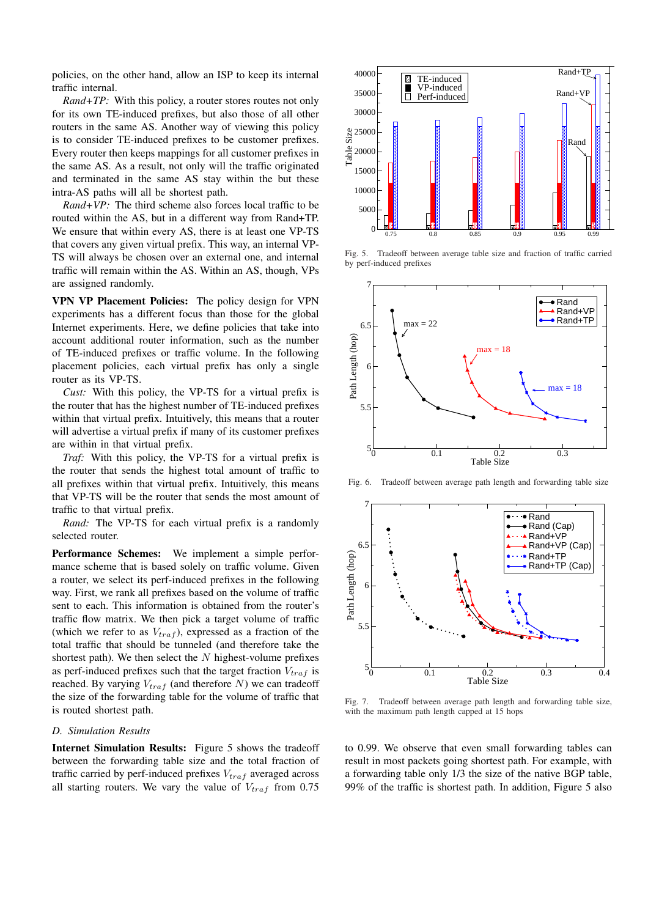policies, on the other hand, allow an ISP to keep its internal traffic internal.

*Rand+TP:* With this policy, a router stores routes not only for its own TE-induced prefixes, but also those of all other routers in the same AS. Another way of viewing this policy is to consider TE-induced prefixes to be customer prefixes. Every router then keeps mappings for all customer prefixes in the same AS. As a result, not only will the traffic originated and terminated in the same AS stay within the but these intra-AS paths will all be shortest path.

*Rand+VP:* The third scheme also forces local traffic to be routed within the AS, but in a different way from Rand+TP. We ensure that within every AS, there is at least one VP-TS that covers any given virtual prefix. This way, an internal VP-TS will always be chosen over an external one, and internal traffic will remain within the AS. Within an AS, though, VPs are assigned randomly.

**VPN VP Placement Policies:** The policy design for VPN experiments has a different focus than those for the global Internet experiments. Here, we define policies that take into account additional router information, such as the number of TE-induced prefixes or traffic volume. In the following placement policies, each virtual prefix has only a single router as its VP-TS.

*Cust:* With this policy, the VP-TS for a virtual prefix is the router that has the highest number of TE-induced prefixes within that virtual prefix. Intuitively, this means that a router will advertise a virtual prefix if many of its customer prefixes are within in that virtual prefix.

*Traf:* With this policy, the VP-TS for a virtual prefix is the router that sends the highest total amount of traffic to all prefixes within that virtual prefix. Intuitively, this means that VP-TS will be the router that sends the most amount of traffic to that virtual prefix.

*Rand:* The VP-TS for each virtual prefix is a randomly selected router.

**Performance Schemes:** We implement a simple performance scheme that is based solely on traffic volume. Given a router, we select its perf-induced prefixes in the following way. First, we rank all prefixes based on the volume of traffic sent to each. This information is obtained from the router's traffic flow matrix. We then pick a target volume of traffic (which we refer to as $V_{traf}$), expressed as a fraction of the total traffic that should be tunneled (and therefore take the shortest path). We then select the $N$ highest-volume prefixes as perf-induced prefixes such that the target fraction $V_{traf}$ is reached. By varying $V_{traf}$ (and therefore $N$) we can tradeoff the size of the forwarding table for the volume of traffic that is routed shortest path.

### D. Simulation Results

**Internet Simulation Results:** Figure 5 shows the tradeoff between the forwarding table size and the total fraction of traffic carried by perf-induced prefixes $V_{traf}$ averaged across all starting routers. We vary the value of $V_{traf}$ from 0.75 to 0.99. We observe that even small forwarding tables can result in most packets going shortest path. For example, with a forwarding table only 1/3 the size of the native BGP table, 99% of the traffic is shortest path. In addition, Figure 5 also

Fig. 5. Tradeoff between average table size and fraction of traffic carried by perf-induced prefixes

Fig. 6. Tradeoff between average path length and forwarding table size

Fig. 7. Tradeoff between average path length and forwarding table size, with the maximum path length capped at 15 hops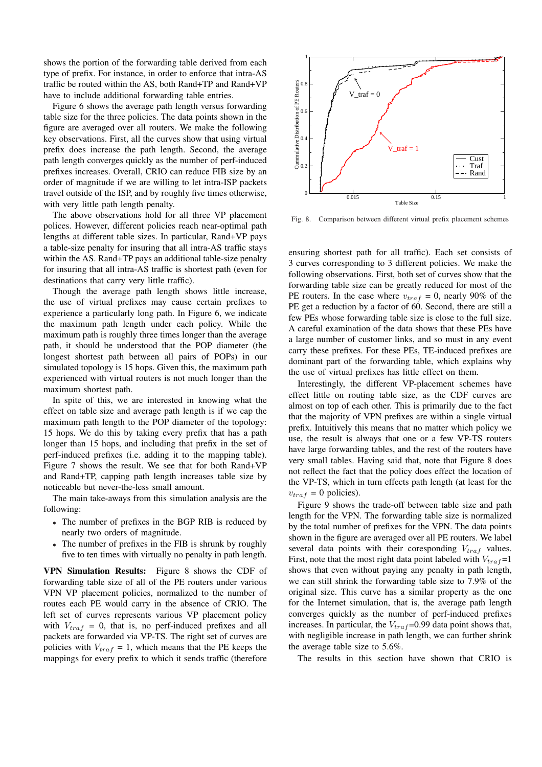shows the portion of the forwarding table derived from each type of prefix. For instance, in order to enforce that intra-AS traffic be routed within the AS, both Rand+TP and Rand+VP have to include additional forwarding table entries.

Figure 6 shows the average path length versus forwarding table size for the three policies. The data points shown in the figure are averaged over all routers. We make the following key observations. First, all the curves show that using virtual prefix does increase the path length. Second, the average path length converges quickly as the number of perf-induced prefixes increases. Overall, CRIO can reduce FIB size by an order of magnitude if we are willing to let intra-ISP packets travel outside of the ISP, and by roughly five times otherwise, with very little path length penalty.

The above observations hold for all three VP placement polices. However, different policies reach near-optimal path lengths at different table sizes. In particular, Rand+VP pays a table-size penalty for insuring that all intra-AS traffic stays within the AS. Rand+TP pays an additional table-size penalty for insuring that all intra-AS traffic is shortest path (even for destinations that carry very little traffic).

Though the average path length shows little increase, the use of virtual prefixes may cause certain prefixes to experience a particularly long path. In Figure 6, we indicate the maximum path length under each policy. While the maximum path is roughly three times longer than the average path, it should be understood that the POP diameter (the longest shortest path between all pairs of POPs) in our simulated topology is 15 hops. Given this, the maximum path experienced with virtual routers is not much longer than the maximum shortest path.

In spite of this, we are interested in knowing what the effect on table size and average path length is if we cap the maximum path length to the POP diameter of the topology: 15 hops. We do this by taking every prefix that has a path longer than 15 hops, and including that prefix in the set of perf-induced prefixes (i.e. adding it to the mapping table). Figure 7 shows the result. We see that for both Rand+VP and Rand+TP, capping path length increases table size by noticeable but never-the-less small amount.

The main take-aways from this simulation analysis are the following:

- The number of prefixes in the BGP RIB is reduced by nearly two orders of magnitude.
- The number of prefixes in the FIB is shrunk by roughly five to ten times with virtually no penalty in path length.

**VPN Simulation Results:** Figure 8 shows the CDF of forwarding table size of all of the PE routers under various VPN VP placement policies, normalized to the number of routes each PE would carry in the absence of CRIO. The left set of curves represents various VP placement policy with $V_{traf}$ = 0, that is, no perf-induced prefixes and all packets are forwarded via VP-TS. The right set of curves are policies with $V_{traf}$ = 1, which means that the PE keeps the mappings for every prefix to which it sends traffic (therefore ensuring shortest path for all traffic). Each set consists of 3 curves corresponding to 3 different policies. We make the following observations. First, both set of curves show that the forwarding table size can be greatly reduced for most of the PE routers. In the case where $v_{traf}$ = 0, nearly 90% of the PE get a reduction by a factor of 60. Second, there are still a few PEs whose forwarding table size is close to the full size. A careful examination of the data shows that these PEs have a large number of customer links, and so must in any event carry these prefixes. For these PEs, TE-induced prefixes are dominant part of the forwarding table, which explains why the use of virtual prefixes has little effect on them.

Interestingly, the different VP-placement schemes have effect little on routing table size, as the CDF curves are almost on top of each other. This is primarily due to the fact that the majority of VPN prefixes are within a single virtual prefix. Intuitively this means that no matter which policy we use, the result is always that one or a few VP-TS routers have large forwarding tables, and the rest of the routers have very small tables. Having said that, note that Figure 8 does not reflect the fact that the policy does effect the location of the VP-TS, which in turn effects path length (at least for the $v_{traf}$ = 0 policies).

Figure 9 shows the trade-off between table size and path length for the VPN. The forwarding table size is normalized by the total number of prefixes for the VPN. The data points shown in the figure are averaged over all PE routers. We label several data points with their coresponding $V_{traf}$ values. First, note that the most right data point labeled with $V_{traf}$=1 shows that even without paying any penalty in path length, we can still shrink the forwarding table size to 7.9% of the original size. This curve has a similar property as the one for the Internet simulation, that is, the average path length converges quickly as the number of perf-induced prefixes increases. In particular, the $V_{traf}$=0.99 data point shows that, with negligible increase in path length, we can further shrink the average table size to 5.6%.

The results in this section have shown that CRIO is

Fig. 8. Comparison between different virtual prefix placement schemes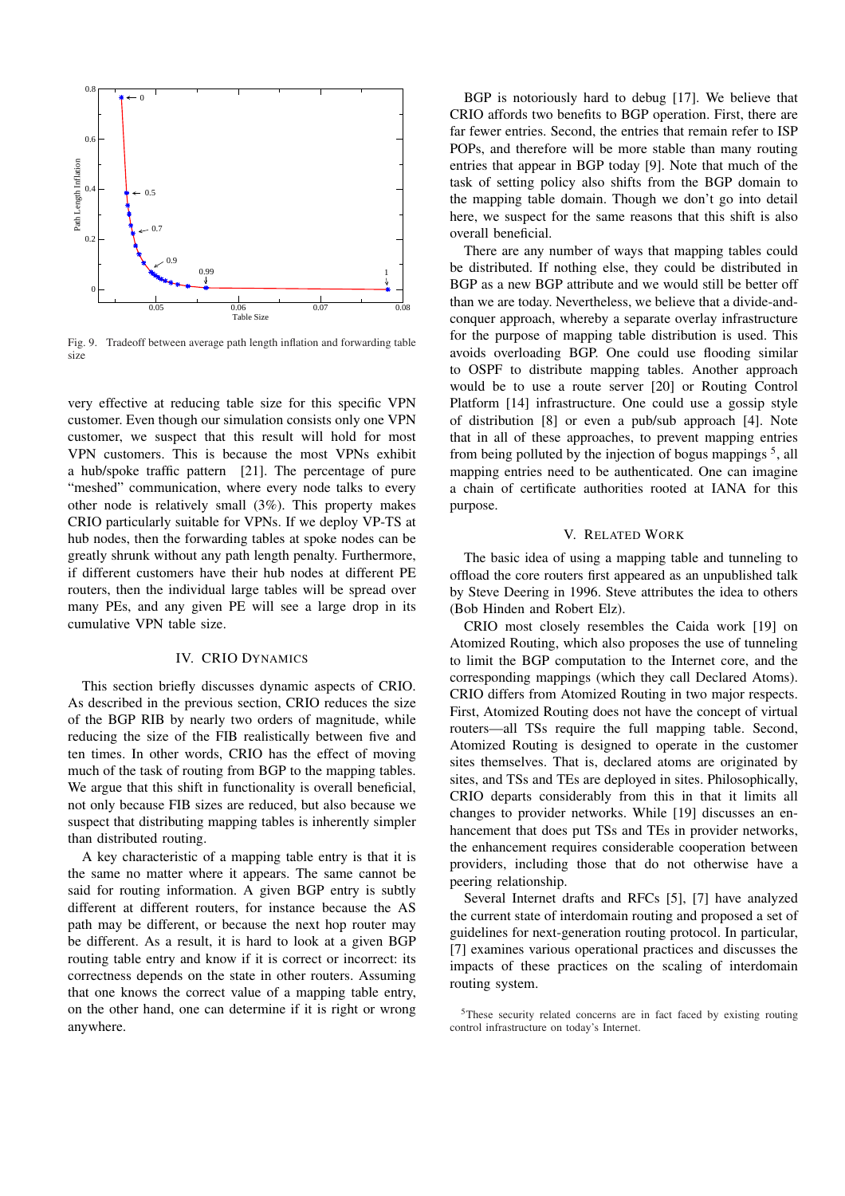Fig. 9. Tradeoff between average path length inflation and forwarding table size

very effective at reducing table size for this specific VPN customer. Even though our simulation consists only one VPN customer, we suspect that this result will hold for most VPN customers. This is because the most VPNs exhibit a hub/spoke traffic pattern [21]. The percentage of pure "meshed" communication, where every node talks to every other node is relatively small (3%). This property makes CRIO particularly suitable for VPNs. If we deploy VP-TS at hub nodes, then the forwarding tables at spoke nodes can be greatly shrunk without any path length penalty. Furthermore, if different customers have their hub nodes at different PE routers, then the individual large tables will be spread over many PEs, and any given PE will see a large drop in its cumulative VPN table size.

## IV. CRIO Dynamics

This section briefly discusses dynamic aspects of CRIO. As described in the previous section, CRIO reduces the size of the BGP RIB by nearly two orders of magnitude, while reducing the size of the FIB realistically between five and ten times. In other words, CRIO has the effect of moving much of the task of routing from BGP to the mapping tables. We argue that this shift in functionality is overall beneficial, not only because FIB sizes are reduced, but also because we suspect that distributing mapping tables is inherently simpler than distributed routing.

A key characteristic of a mapping table entry is that it is the same no matter where it appears. The same cannot be said for routing information. A given BGP entry is subtly different at different routers, for instance because the AS path may be different, or because the next hop router may be different. As a result, it is hard to look at a given BGP routing table entry and know if it is correct or incorrect: its correctness depends on the state in other routers. Assuming that one knows the correct value of a mapping table entry, on the other hand, one can determine if it is right or wrong anywhere.

BGP is notoriously hard to debug [17]. We believe that CRIO affords two benefits to BGP operation. First, there are far fewer entries. Second, the entries that remain refer to ISP POPs, and therefore will be more stable than many routing entries that appear in BGP today [9]. Note that much of the task of setting policy also shifts from the BGP domain to the mapping table domain. Though we don't go into detail here, we suspect for the same reasons that this shift is also overall beneficial.

There are any number of ways that mapping tables could be distributed. If nothing else, they could be distributed in BGP as a new BGP attribute and we would still be better off than we are today. Nevertheless, we believe that a divide-and-conquer approach, whereby a separate overlay infrastructure for the purpose of mapping table distribution is used. This avoids overloading BGP. One could use flooding similar to OSPF to distribute mapping tables. Another approach would be to use a route server [20] or Routing Control Platform [14] infrastructure. One could use a gossip style of distribution [8] or even a pub/sub approach [4]. Note that in all of these approaches, to prevent mapping entries from being polluted by the injection of bogus mappings [5], all mapping entries need to be authenticated. One can imagine a chain of certificate authorities rooted at IANA for this purpose.

## V. Related Work

The basic idea of using a mapping table and tunneling to offload the core routers first appeared as an unpublished talk by Steve Deering in 1996. Steve attributes the idea to others (Bob Hinden and Robert Elz).

CRIO most closely resembles the Caida work [19] on Atomized Routing, which also proposes the use of tunneling to limit the BGP computation to the Internet core, and the corresponding mappings (which they call Declared Atoms). CRIO differs from Atomized Routing in two major respects. First, Atomized Routing does not have the concept of virtual routers—all TSs require the full mapping table. Second, Atomized Routing is designed to operate in the customer sites themselves. That is, declared atoms are originated by sites, and TSs and TEs are deployed in sites. Philosophically, CRIO departs considerably from this in that it limits all changes to provider networks. While [19] discusses an enhancement that does put TSs and TEs in provider networks, the enhancement requires considerable cooperation between providers, including those that do not otherwise have a peering relationship.

Several Internet drafts and RFCs [5], [7] have analyzed the current state of interdomain routing and proposed a set of guidelines for next-generation routing protocol. In particular, [7] examines various operational practices and discusses the impacts of these practices on the scaling of interdomain routing system.

[5] These security related concerns are in fact faced by existing routing control infrastructure on today's Internet.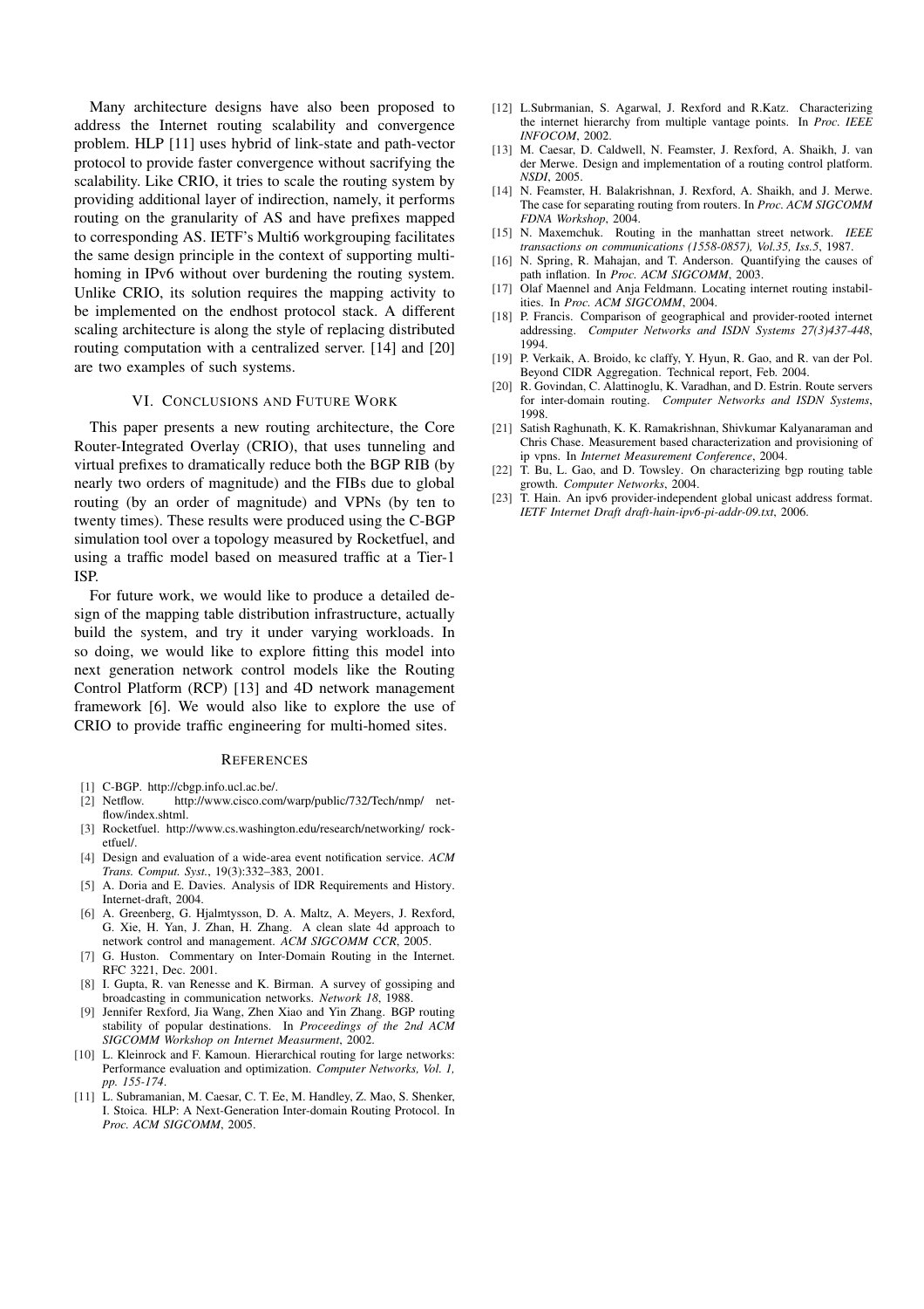Many architecture designs have also been proposed to address the Internet routing scalability and convergence problem. HLP [11] uses hybrid of link-state and path-vector protocol to provide faster convergence without sacrifying the scalability. Like CRIO, it tries to scale the routing system by providing additional layer of indirection, namely, it performs routing on the granularity of AS and have prefixes mapped to corresponding AS. IETF's Multi6 workgrouping facilitates the same design principle in the context of supporting multi-homing in IPv6 without over burdening the routing system. Unlike CRIO, its solution requires the mapping activity to be implemented on the endhost protocol stack. A different scaling architecture is along the style of replacing distributed routing computation with a centralized server. [14] and [20] are two examples of such systems.

## VI. Conclusions and Future Work

This paper presents a new routing architecture, the Core Router-Integrated Overlay (CRIO), that uses tunneling and virtual prefixes to dramatically reduce both the BGP RIB (by nearly two orders of magnitude) and the FIBs due to global routing (by an order of magnitude) and VPNs (by ten to twenty times). These results were produced using the C-BGP simulation tool over a topology measured by Rocketfuel, and using a traffic model based on measured traffic at a Tier-1 ISP.

For future work, we would like to produce a detailed design of the mapping table distribution infrastructure, actually build the system, and try it under varying workloads. In so doing, we would like to explore fitting this model into next generation network control models like the Routing Control Platform (RCP) [13] and 4D network management framework [6]. We would also like to explore the use of CRIO to provide traffic engineering for multi-homed sites.

## References

- [1] C-BGP. http://cbgp.info.ucl.ac.be/.
- [2] Netflow. http://www.cisco.com/warp/public/732/Tech/nmp/ netflow/index.shtml.
- [3] Rocketfuel. http://www.cs.washington.edu/research/networking/ rocketfuel/.
- [4] Design and evaluation of a wide-area event notification service. *ACM Trans. Comput. Syst.*, 19(3):332–383, 2001.
- [5] A. Doria and E. Davies. Analysis of IDR Requirements and History. Internet-draft, 2004.
- [6] A. Greenberg, G. Hjalmtysson, D. A. Maltz, A. Meyers, J. Rexford, G. Xie, H. Yan, J. Zhan, H. Zhang. A clean slate 4d approach to network control and management. *ACM SIGCOMM CCR*, 2005.
- [7] G. Huston. Commentary on Inter-Domain Routing in the Internet. RFC 3221, Dec. 2001.
- [8] I. Gupta, R. van Renesse and K. Birman. A survey of gossiping and broadcasting in communication networks. *Network 18*, 1988.
- [9] Jennifer Rexford, Jia Wang, Zhen Xiao and Yin Zhang. BGP routing stability of popular destinations. In *Proceedings of the 2nd ACM SIGCOMM Workshop on Internet Measurment*, 2002.
- [10] L. Kleinrock and F. Kamoun. Hierarchical routing for large networks: Performance evaluation and optimization. *Computer Networks, Vol. 1, pp. 155-174*.
- [11] L. Subramanian, M. Caesar, C. T. Ee, M. Handley, Z. Mao, S. Shenker, I. Stoica. HLP: A Next-Generation Inter-domain Routing Protocol. In *Proc. ACM SIGCOMM*, 2005.
- [12] L.Subrmanian, S. Agarwal, J. Rexford and R.Katz. Characterizing the internet hierarchy from multiple vantage points. In *Proc. IEEE INFOCOM*, 2002.
- [13] M. Caesar, D. Caldwell, N. Feamster, J. Rexford, A. Shaikh, J. van der Merwe. Design and implementation of a routing control platform. *NSDI*, 2005.
- [14] N. Feamster, H. Balakrishnan, J. Rexford, A. Shaikh, and J. Merwe. The case for separating routing from routers. In *Proc. ACM SIGCOMM FDNA Workshop*, 2004.
- [15] N. Maxemchuk. Routing in the manhattan street network. *IEEE transactions on communications (1558-0857), Vol.35, Iss.5*, 1987.
- [16] N. Spring, R. Mahajan, and T. Anderson. Quantifying the causes of path inflation. In *Proc. ACM SIGCOMM*, 2003.
- [17] Olaf Maennel and Anja Feldmann. Locating internet routing instabilities. In *Proc. ACM SIGCOMM*, 2004.
- [18] P. Francis. Comparison of geographical and provider-rooted internet addressing. *Computer Networks and ISDN Systems 27(3)437-448*, 1994.
- [19] P. Verkaik, A. Broido, kc claffy, Y. Hyun, R. Gao, and R. van der Pol. Beyond CIDR Aggregation. Technical report, Feb. 2004.
- [20] R. Govindan, C. Alattinoglu, K. Varadhan, and D. Estrin. Route servers for inter-domain routing. *Computer Networks and ISDN Systems*, 1998.
- [21] Satish Raghunath, K. K. Ramakrishnan, Shivkumar Kalyanaraman and Chris Chase. Measurement based characterization and provisioning of ip vpns. In *Internet Measurement Conference*, 2004.
- [22] T. Bu, L. Gao, and D. Towsley. On characterizing bgp routing table growth. *Computer Networks*, 2004.
- [23] T. Hain. An ipv6 provider-independent global unicast address format. *IETF Internet Draft draft-hain-ipv6-pi-addr-09.txt*, 2006.